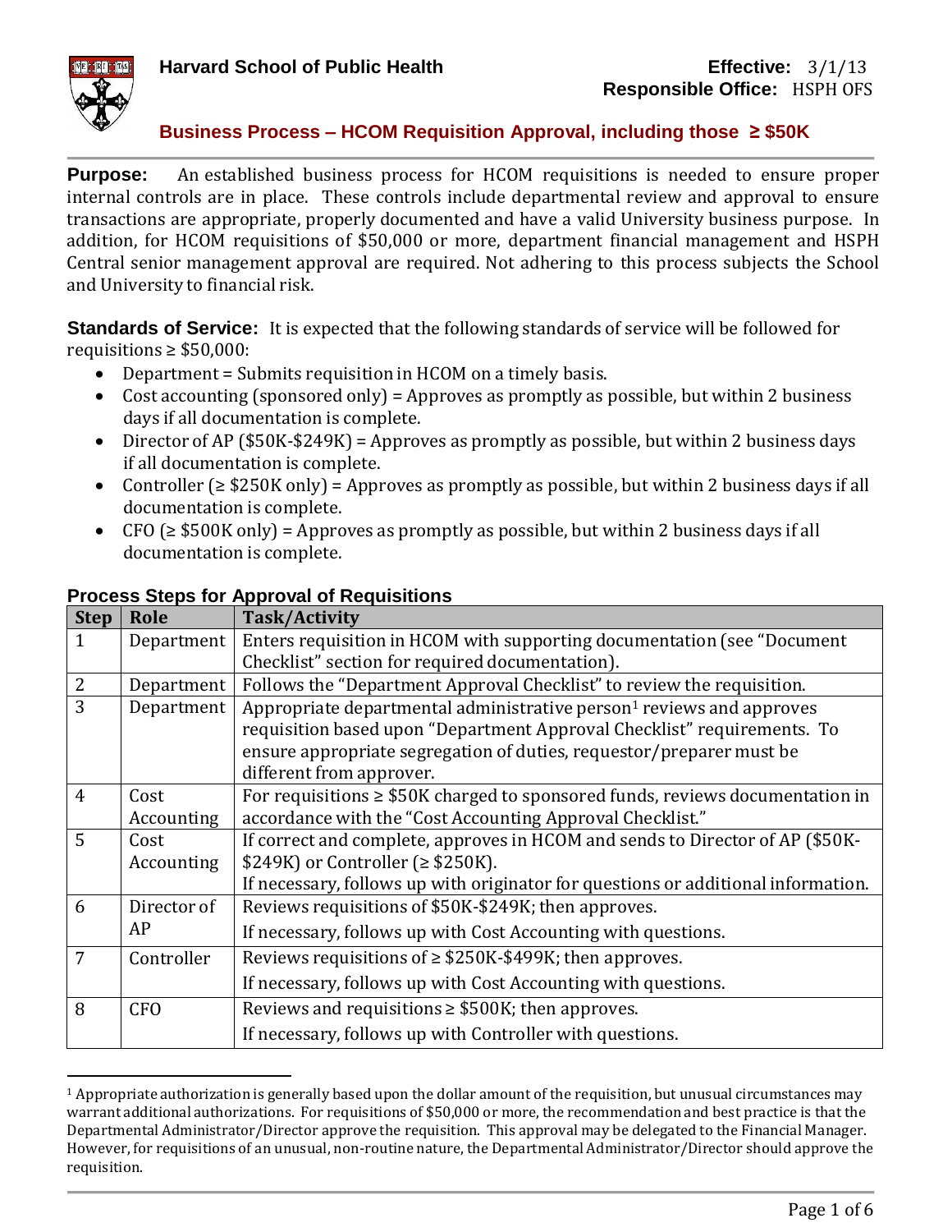**Harvard School of Public Health**

**Effective:** 3/1/13
**Responsible Office:** HSPH OFS

# Business Process – HCOM Requisition Approval, including those ≥ $50K

**Purpose:** An established business process for HCOM requisitions is needed to ensure proper internal controls are in place. These controls include departmental review and approval to ensure transactions are appropriate, properly documented and have a valid University business purpose. In addition, for HCOM requisitions of $50,000 or more, department financial management and HSPH Central senior management approval are required. Not adhering to this process subjects the School and University to financial risk.

**Standards of Service:** It is expected that the following standards of service will be followed for requisitions ≥ $50,000:

- Department = Submits requisition in HCOM on a timely basis.
- Cost accounting (sponsored only) = Approves as promptly as possible, but within 2 business days if all documentation is complete.
- Director of AP ($50K-$249K) = Approves as promptly as possible, but within 2 business days if all documentation is complete.
- Controller (≥ $250K only) = Approves as promptly as possible, but within 2 business days if all documentation is complete.
- CFO (≥ $500K only) = Approves as promptly as possible, but within 2 business days if all documentation is complete.

## Process Steps for Approval of Requisitions

| Step | Role | Task/Activity |
|---|---|---|
| 1 | Department | Enters requisition in HCOM with supporting documentation (see "Document Checklist" section for required documentation). |
| 2 | Department | Follows the "Department Approval Checklist" to review the requisition. |
| 3 | Department | Appropriate departmental administrative person[1] reviews and approves requisition based upon "Department Approval Checklist" requirements. To ensure appropriate segregation of duties, requestor/preparer must be different from approver. |
| 4 | Cost Accounting | For requisitions ≥ $50K charged to sponsored funds, reviews documentation in accordance with the "Cost Accounting Approval Checklist." |
| 5 | Cost Accounting | If correct and complete, approves in HCOM and sends to Director of AP ($50K-$249K) or Controller (≥ $250K).<br>If necessary, follows up with originator for questions or additional information. |
| 6 | Director of AP | Reviews requisitions of $50K-$249K; then approves.<br>If necessary, follows up with Cost Accounting with questions. |
| 7 | Controller | Reviews requisitions of ≥ $250K-$499K; then approves.<br>If necessary, follows up with Cost Accounting with questions. |
| 8 | CFO | Reviews and requisitions ≥ $500K; then approves.<br>If necessary, follows up with Controller with questions. |

[1] Appropriate authorization is generally based upon the dollar amount of the requisition, but unusual circumstances may warrant additional authorizations. For requisitions of $50,000 or more, the recommendation and best practice is that the Departmental Administrator/Director approve the requisition. This approval may be delegated to the Financial Manager. However, for requisitions of an unusual, non-routine nature, the Departmental Administrator/Director should approve the requisition.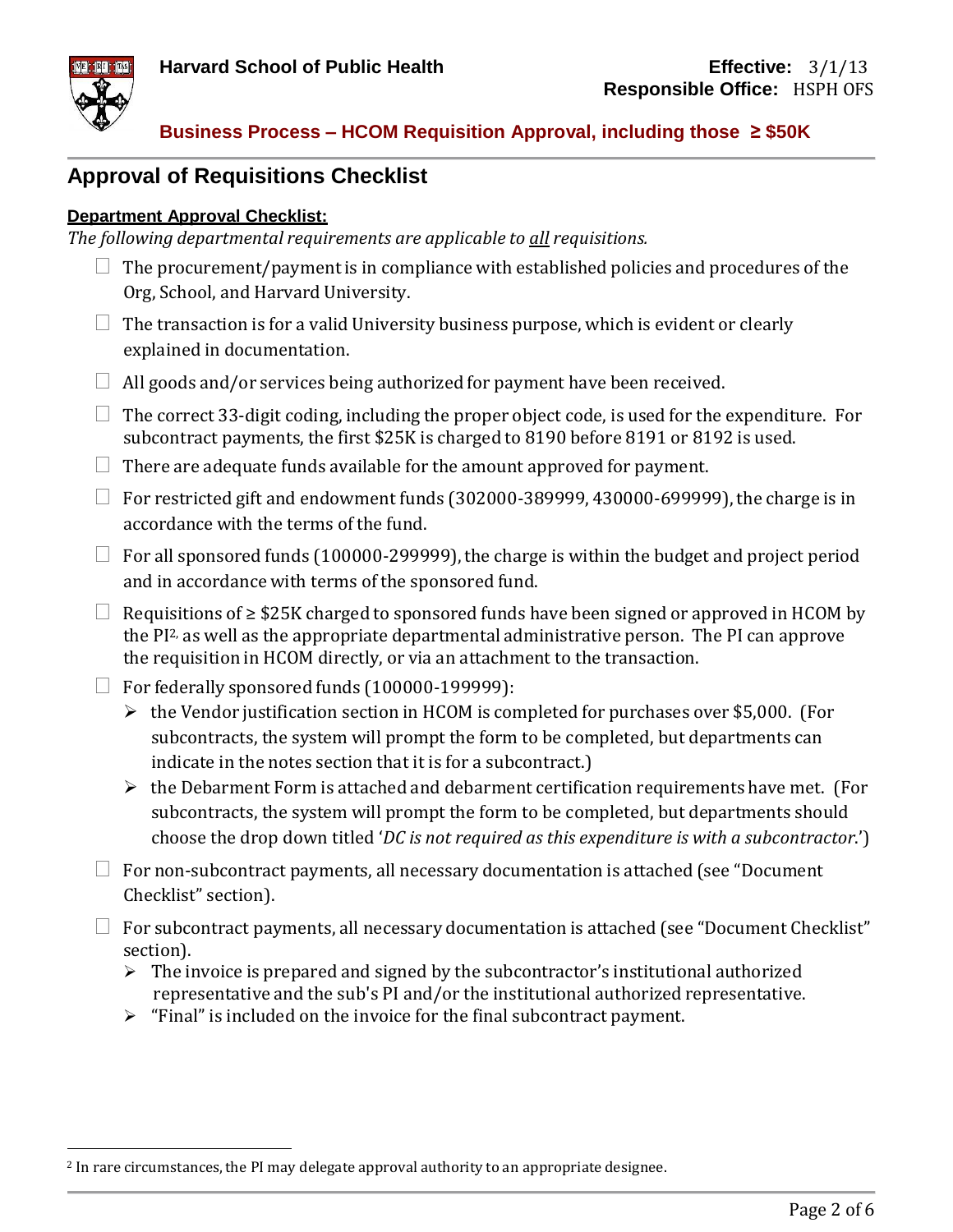# Approval of Requisitions Checklist

**Department Approval Checklist:**

*The following departmental requirements are applicable to all requisitions.*

- ☐ The procurement/payment is in compliance with established policies and procedures of the Org, School, and Harvard University.
- ☐ The transaction is for a valid University business purpose, which is evident or clearly explained in documentation.
- ☐ All goods and/or services being authorized for payment have been received.
- ☐ The correct 33-digit coding, including the proper object code, is used for the expenditure. For subcontract payments, the first \$25K is charged to 8190 before 8191 or 8192 is used.
- ☐ There are adequate funds available for the amount approved for payment.
- ☐ For restricted gift and endowment funds (302000-389999, 430000-699999), the charge is in accordance with the terms of the fund.
- ☐ For all sponsored funds (100000-299999), the charge is within the budget and project period and in accordance with terms of the sponsored fund.
- ☐ Requisitions of ≥ \$25K charged to sponsored funds have been signed or approved in HCOM by the PI[2], as well as the appropriate departmental administrative person. The PI can approve the requisition in HCOM directly, or via an attachment to the transaction.
- ☐ For federally sponsored funds (100000-199999):
  - the Vendor justification section in HCOM is completed for purchases over \$5,000. (For subcontracts, the system will prompt the form to be completed, but departments can indicate in the notes section that it is for a subcontract.)
  - the Debarment Form is attached and debarment certification requirements have met. (For subcontracts, the system will prompt the form to be completed, but departments should choose the drop down titled '*DC is not required as this expenditure is with a subcontractor.*')
- ☐ For non-subcontract payments, all necessary documentation is attached (see "Document Checklist" section).
- ☐ For subcontract payments, all necessary documentation is attached (see "Document Checklist" section).
  - The invoice is prepared and signed by the subcontractor's institutional authorized representative and the sub's PI and/or the institutional authorized representative.
  - "Final" is included on the invoice for the final subcontract payment.

[2] In rare circumstances, the PI may delegate approval authority to an appropriate designee.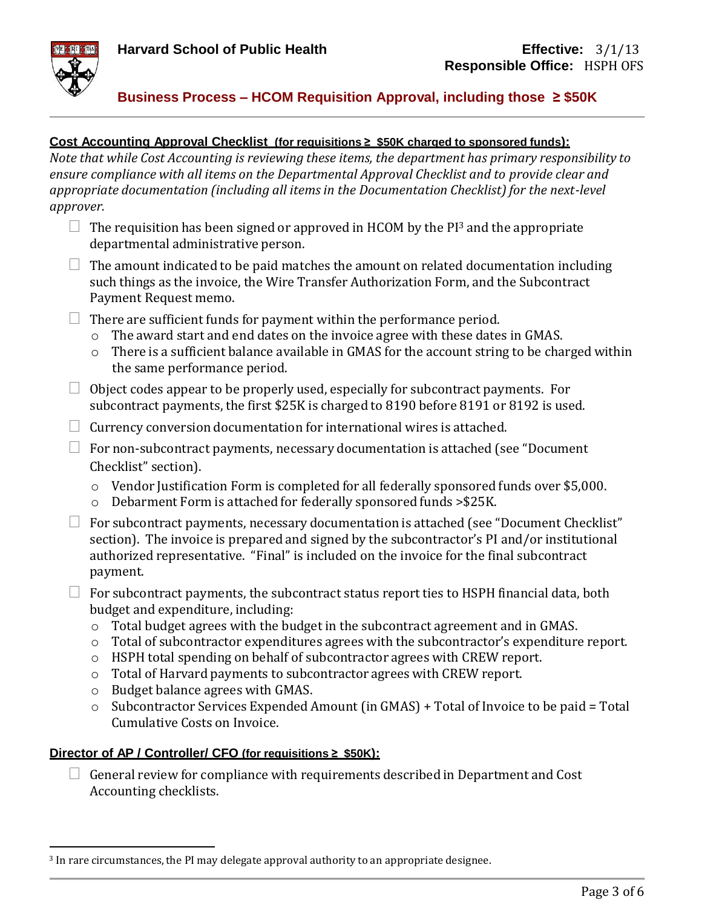**Cost Accounting Approval Checklist** **(for requisitions ≥ $50K charged to sponsored funds):**

*Note that while Cost Accounting is reviewing these items, the department has primary responsibility to ensure compliance with all items on the Departmental Approval Checklist and to provide clear and appropriate documentation (including all items in the Documentation Checklist) for the next-level approver.*

- ☐ The requisition has been signed or approved in HCOM by the PI[3] and the appropriate departmental administrative person.
- ☐ The amount indicated to be paid matches the amount on related documentation including such things as the invoice, the Wire Transfer Authorization Form, and the Subcontract Payment Request memo.
- ☐ There are sufficient funds for payment within the performance period.
  - The award start and end dates on the invoice agree with these dates in GMAS.
  - There is a sufficient balance available in GMAS for the account string to be charged within the same performance period.
- ☐ Object codes appear to be properly used, especially for subcontract payments. For subcontract payments, the first $25K is charged to 8190 before 8191 or 8192 is used.
- ☐ Currency conversion documentation for international wires is attached.
- ☐ For non-subcontract payments, necessary documentation is attached (see "Document Checklist" section).
  - Vendor Justification Form is completed for all federally sponsored funds over $5,000.
  - Debarment Form is attached for federally sponsored funds >$25K.
- ☐ For subcontract payments, necessary documentation is attached (see "Document Checklist" section). The invoice is prepared and signed by the subcontractor's PI and/or institutional authorized representative. "Final" is included on the invoice for the final subcontract payment.
- ☐ For subcontract payments, the subcontract status report ties to HSPH financial data, both budget and expenditure, including:
  - Total budget agrees with the budget in the subcontract agreement and in GMAS.
  - Total of subcontractor expenditures agrees with the subcontractor's expenditure report.
  - HSPH total spending on behalf of subcontractor agrees with CREW report.
  - Total of Harvard payments to subcontractor agrees with CREW report.
  - Budget balance agrees with GMAS.
  - Subcontractor Services Expended Amount (in GMAS) + Total of Invoice to be paid = Total Cumulative Costs on Invoice.

**Director of AP / Controller/ CFO** **(for requisitions ≥ $50K):**

- ☐ General review for compliance with requirements described in Department and Cost Accounting checklists.

---

[3] In rare circumstances, the PI may delegate approval authority to an appropriate designee.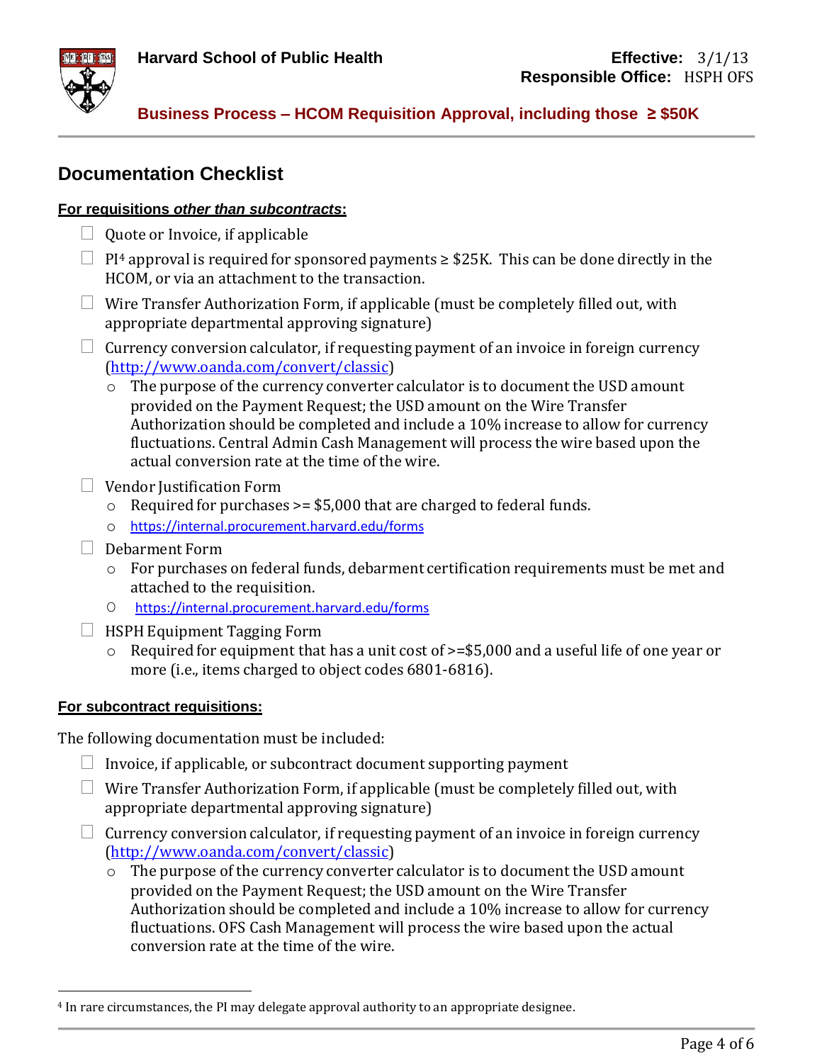## Documentation Checklist

**For requisitions *other than subcontracts*:**

- ☐ Quote or Invoice, if applicable
- ☐ PI[4] approval is required for sponsored payments ≥ $25K. This can be done directly in the HCOM, or via an attachment to the transaction.
- ☐ Wire Transfer Authorization Form, if applicable (must be completely filled out, with appropriate departmental approving signature)
- ☐ Currency conversion calculator, if requesting payment of an invoice in foreign currency (http://www.oanda.com/convert/classic)
  - The purpose of the currency converter calculator is to document the USD amount provided on the Payment Request; the USD amount on the Wire Transfer Authorization should be completed and include a 10% increase to allow for currency fluctuations. Central Admin Cash Management will process the wire based upon the actual conversion rate at the time of the wire.
- ☐ Vendor Justification Form
  - Required for purchases >= $5,000 that are charged to federal funds.
  - https://internal.procurement.harvard.edu/forms
- ☐ Debarment Form
  - For purchases on federal funds, debarment certification requirements must be met and attached to the requisition.
  - https://internal.procurement.harvard.edu/forms
- ☐ HSPH Equipment Tagging Form
  - Required for equipment that has a unit cost of >=$5,000 and a useful life of one year or more (i.e., items charged to object codes 6801-6816).

**For subcontract requisitions:**

The following documentation must be included:

- ☐ Invoice, if applicable, or subcontract document supporting payment
- ☐ Wire Transfer Authorization Form, if applicable (must be completely filled out, with appropriate departmental approving signature)
- ☐ Currency conversion calculator, if requesting payment of an invoice in foreign currency (http://www.oanda.com/convert/classic)
  - The purpose of the currency converter calculator is to document the USD amount provided on the Payment Request; the USD amount on the Wire Transfer Authorization should be completed and include a 10% increase to allow for currency fluctuations. OFS Cash Management will process the wire based upon the actual conversion rate at the time of the wire.

---

[4] In rare circumstances, the PI may delegate approval authority to an appropriate designee.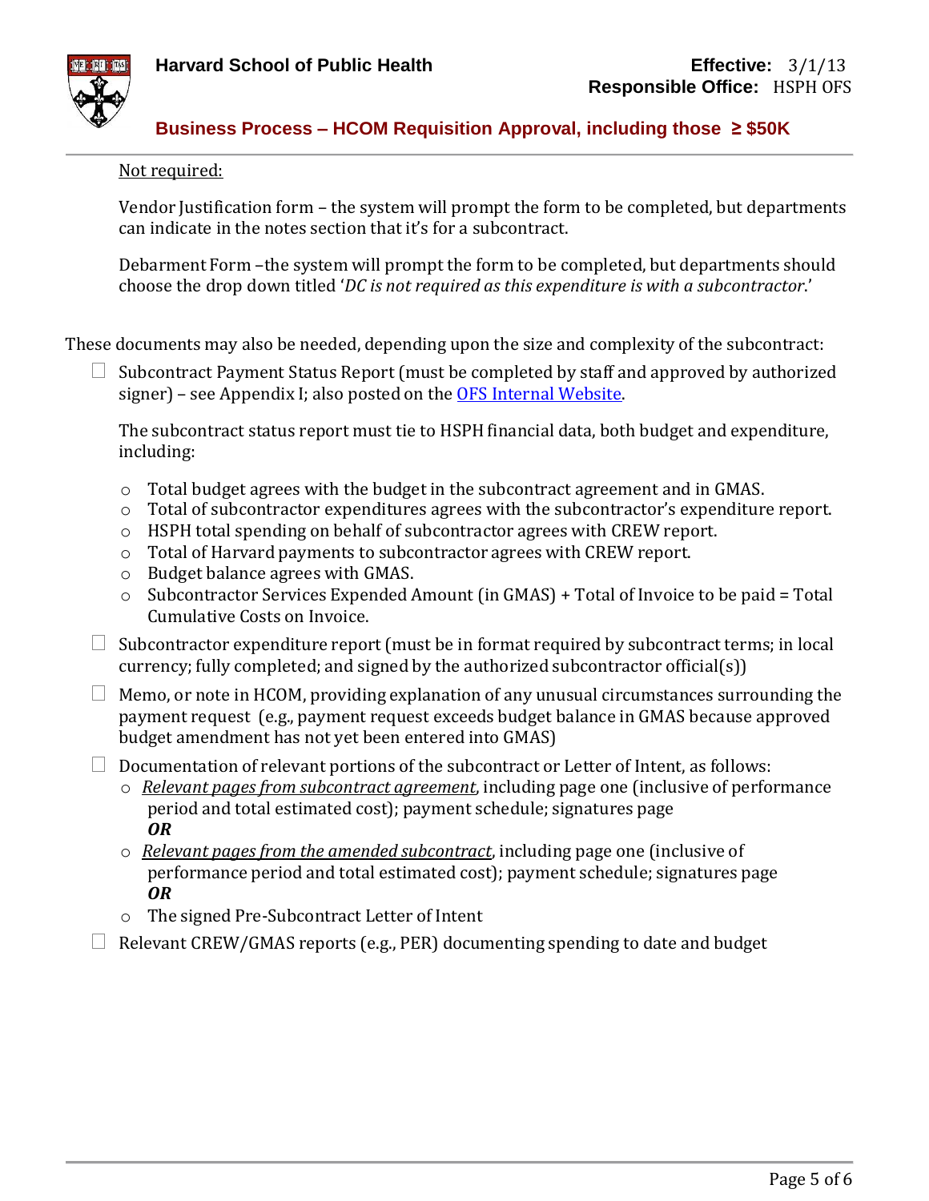Not required:

Vendor Justification form – the system will prompt the form to be completed, but departments can indicate in the notes section that it's for a subcontract.

Debarment Form –the system will prompt the form to be completed, but departments should choose the drop down titled '*DC is not required as this expenditure is with a subcontractor*.'

These documents may also be needed, depending upon the size and complexity of the subcontract:

- ☐ Subcontract Payment Status Report (must be completed by staff and approved by authorized signer) – see Appendix I; also posted on the OFS Internal Website.

  The subcontract status report must tie to HSPH financial data, both budget and expenditure, including:

  - Total budget agrees with the budget in the subcontract agreement and in GMAS.
  - Total of subcontractor expenditures agrees with the subcontractor's expenditure report.
  - HSPH total spending on behalf of subcontractor agrees with CREW report.
  - Total of Harvard payments to subcontractor agrees with CREW report.
  - Budget balance agrees with GMAS.
  - Subcontractor Services Expended Amount (in GMAS) + Total of Invoice to be paid = Total Cumulative Costs on Invoice.

- ☐ Subcontractor expenditure report (must be in format required by subcontract terms; in local currency; fully completed; and signed by the authorized subcontractor official(s))
- ☐ Memo, or note in HCOM, providing explanation of any unusual circumstances surrounding the payment request (e.g., payment request exceeds budget balance in GMAS because approved budget amendment has not yet been entered into GMAS)
- ☐ Documentation of relevant portions of the subcontract or Letter of Intent, as follows:
  - *Relevant pages from subcontract agreement*, including page one (inclusive of performance period and total estimated cost); payment schedule; signatures page
    ***OR***
  - *Relevant pages from the amended subcontract*, including page one (inclusive of performance period and total estimated cost); payment schedule; signatures page
    ***OR***
  - The signed Pre-Subcontract Letter of Intent
- ☐ Relevant CREW/GMAS reports (e.g., PER) documenting spending to date and budget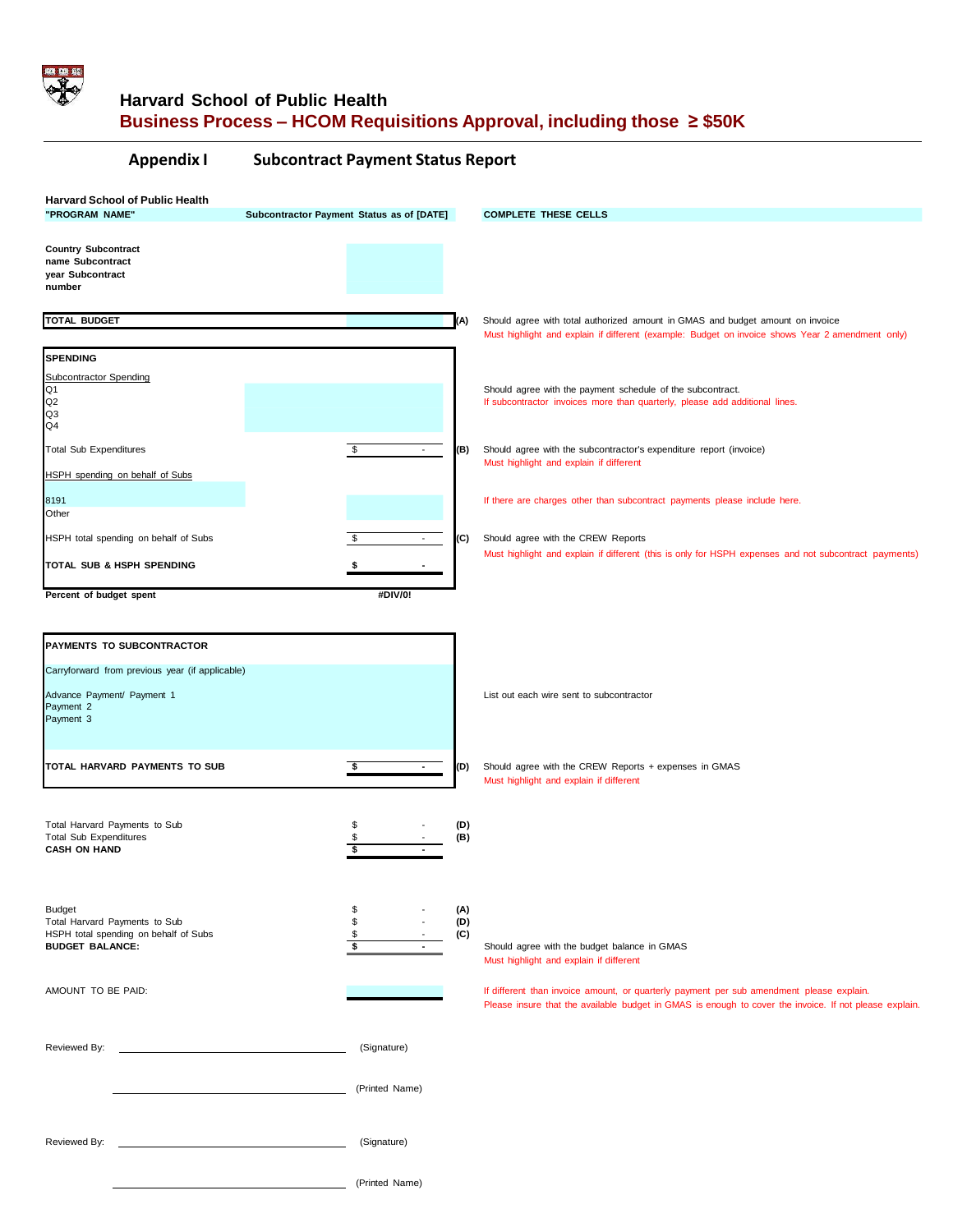## Harvard School of Public Health

## Business Process – HCOM Requisitions Approval, including those ≥ $50K

### Appendix I Subcontract Payment Status Report

**Harvard School of Public Health**

**"PROGRAM NAME"** **Subcontractor Payment Status as of [DATE]** **COMPLETE THESE CELLS**

**Country Subcontract name Subcontract year Subcontract number**

| | | | |
|---|---|---|---|
| **TOTAL BUDGET** | | **(A)** | Should agree with total authorized amount in GMAS and budget amount on invoice<br>Must highlight and explain if different (example: Budget on invoice shows Year 2 amendment only) |
| **SPENDING** | | | |
| Subcontractor Spending | | | |
| Q1 | | | Should agree with the payment schedule of the subcontract.<br>If subcontractor invoices more than quarterly, please add additional lines. |
| Q2 | | | |
| Q3 | | | |
| Q4 | | | |
| Total Sub Expenditures | $ - | **(B)** | Should agree with the subcontractor's expenditure report (invoice)<br>Must highlight and explain if different |
| HSPH spending on behalf of Subs | | | |
| 8191 | | | If there are charges other than subcontract payments please include here. |
| Other | | | |
| HSPH total spending on behalf of Subs | $ - | **(C)** | Should agree with the CREW Reports<br>Must highlight and explain if different (this is only for HSPH expenses and not subcontract payments) |
| **TOTAL SUB & HSPH SPENDING** | **$ -** | | |
| **Percent of budget spent** | **#DIV/0!** | | |

| | | | |
|---|---|---|---|
| **PAYMENTS TO SUBCONTRACTOR** | | | |
| Carryforward from previous year (if applicable) | | | |
| Advance Payment/ Payment 1 | | | List out each wire sent to subcontractor |
| Payment 2 | | | |
| Payment 3 | | | |
| **TOTAL HARVARD PAYMENTS TO SUB** | **$ -** | **(D)** | Should agree with the CREW Reports + expenses in GMAS<br>Must highlight and explain if different |

| | | |
|---|---|---|
| Total Harvard Payments to Sub | $ - | **(D)** |
| Total Sub Expenditures | $ - | **(B)** |
| **CASH ON HAND** | **$ -** | |

| | | | |
|---|---|---|---|
| Budget | $ - | **(A)** | |
| Total Harvard Payments to Sub | $ - | **(D)** | |
| HSPH total spending on behalf of Subs | $ - | **(C)** | |
| **BUDGET BALANCE:** | **$ -** | | Should agree with the budget balance in GMAS<br>Must highlight and explain if different |

AMOUNT TO BE PAID: ____________

If different than invoice amount, or quarterly payment per sub amendment please explain.
Please insure that the available budget in GMAS is enough to cover the invoice. If not please explain.

Reviewed By: ______________________________ (Signature)

______________________________ (Printed Name)

Reviewed By: ______________________________ (Signature)

______________________________ (Printed Name)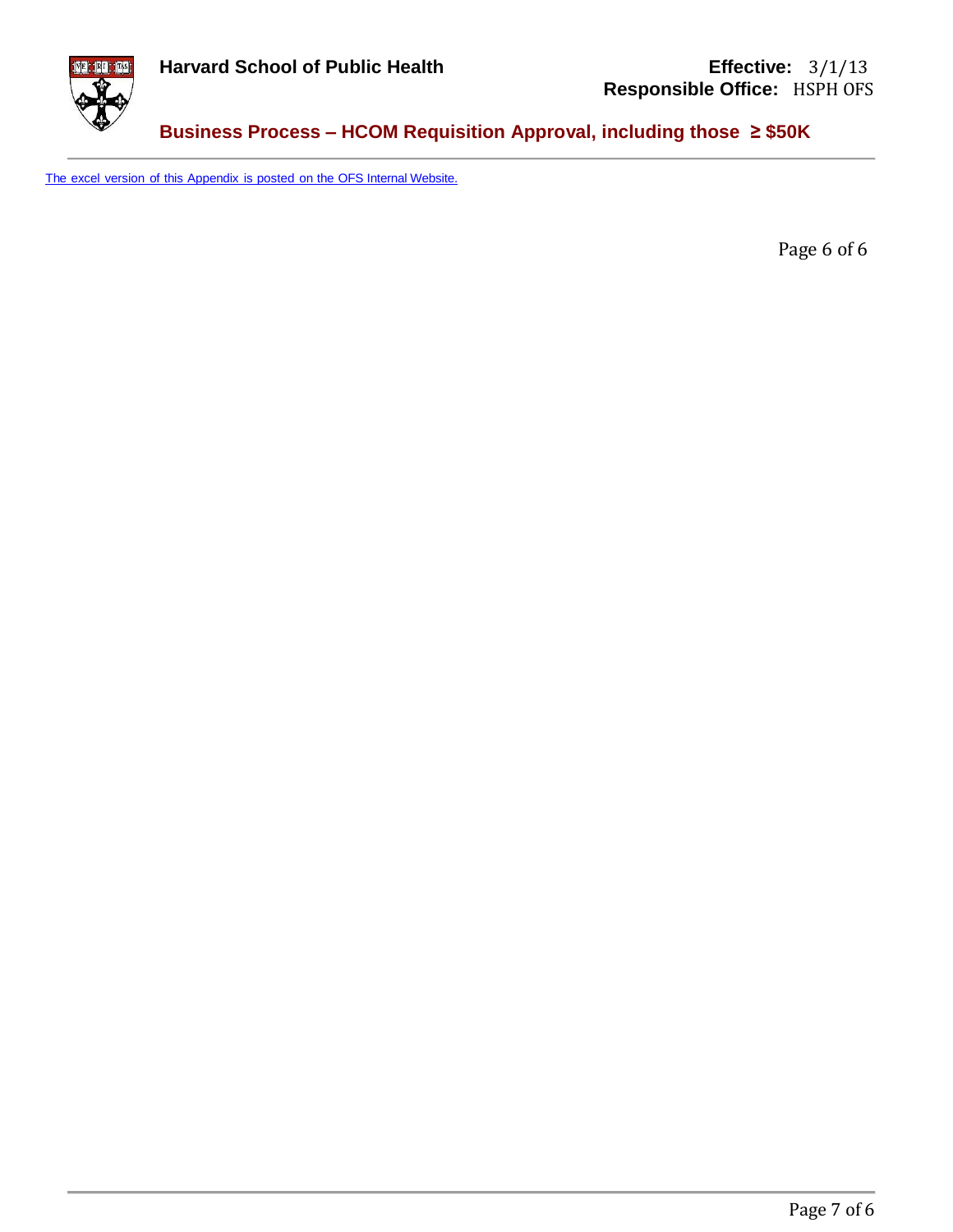The excel version of this Appendix is posted on the OFS Internal Website.